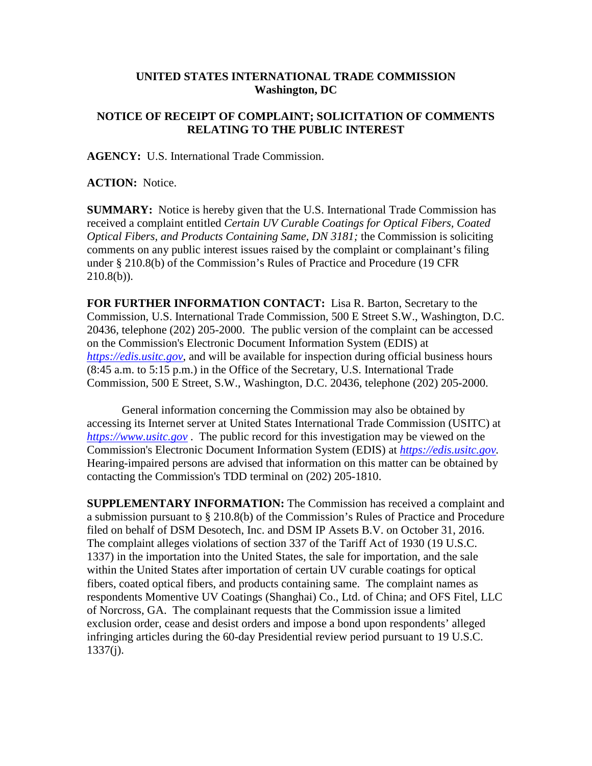**UNITED STATES INTERNATIONAL TRADE COMMISSION**
**Washington, DC**

**NOTICE OF RECEIPT OF COMPLAINT; SOLICITATION OF COMMENTS RELATING TO THE PUBLIC INTEREST**

**AGENCY:** U.S. International Trade Commission.

**ACTION:** Notice.

**SUMMARY:** Notice is hereby given that the U.S. International Trade Commission has received a complaint entitled *Certain UV Curable Coatings for Optical Fibers, Coated Optical Fibers, and Products Containing Same, DN 3181;* the Commission is soliciting comments on any public interest issues raised by the complaint or complainant's filing under § 210.8(b) of the Commission's Rules of Practice and Procedure (19 CFR 210.8(b)).

**FOR FURTHER INFORMATION CONTACT:** Lisa R. Barton, Secretary to the Commission, U.S. International Trade Commission, 500 E Street S.W., Washington, D.C. 20436, telephone (202) 205-2000. The public version of the complaint can be accessed on the Commission's Electronic Document Information System (EDIS) at *https://edis.usitc.gov*, and will be available for inspection during official business hours (8:45 a.m. to 5:15 p.m.) in the Office of the Secretary, U.S. International Trade Commission, 500 E Street, S.W., Washington, D.C. 20436, telephone (202) 205-2000.

General information concerning the Commission may also be obtained by accessing its Internet server at United States International Trade Commission (USITC) at *https://www.usitc.gov* . The public record for this investigation may be viewed on the Commission's Electronic Document Information System (EDIS) at *https://edis.usitc.gov.* Hearing-impaired persons are advised that information on this matter can be obtained by contacting the Commission's TDD terminal on (202) 205-1810.

**SUPPLEMENTARY INFORMATION:** The Commission has received a complaint and a submission pursuant to § 210.8(b) of the Commission's Rules of Practice and Procedure filed on behalf of DSM Desotech, Inc. and DSM IP Assets B.V. on October 31, 2016. The complaint alleges violations of section 337 of the Tariff Act of 1930 (19 U.S.C. 1337) in the importation into the United States, the sale for importation, and the sale within the United States after importation of certain UV curable coatings for optical fibers, coated optical fibers, and products containing same. The complaint names as respondents Momentive UV Coatings (Shanghai) Co., Ltd. of China; and OFS Fitel, LLC of Norcross, GA. The complainant requests that the Commission issue a limited exclusion order, cease and desist orders and impose a bond upon respondents' alleged infringing articles during the 60-day Presidential review period pursuant to 19 U.S.C. 1337(j).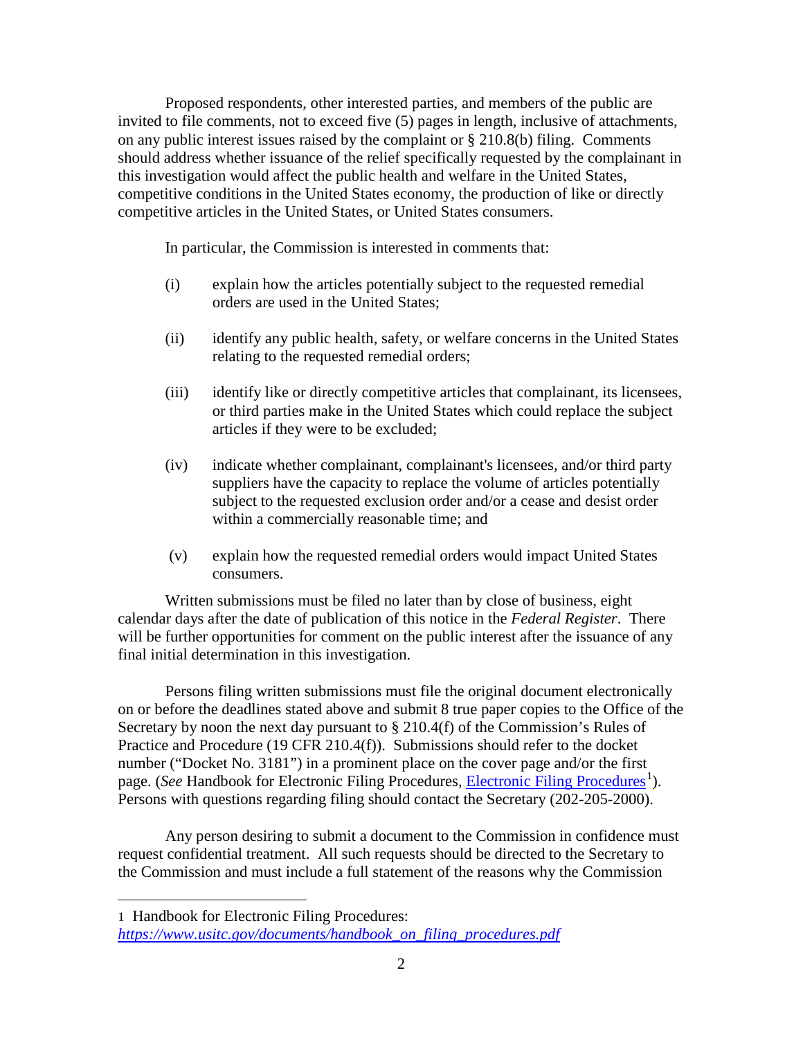Proposed respondents, other interested parties, and members of the public are invited to file comments, not to exceed five (5) pages in length, inclusive of attachments, on any public interest issues raised by the complaint or § 210.8(b) filing. Comments should address whether issuance of the relief specifically requested by the complainant in this investigation would affect the public health and welfare in the United States, competitive conditions in the United States economy, the production of like or directly competitive articles in the United States, or United States consumers.

In particular, the Commission is interested in comments that:

(i) explain how the articles potentially subject to the requested remedial orders are used in the United States;

(ii) identify any public health, safety, or welfare concerns in the United States relating to the requested remedial orders;

(iii) identify like or directly competitive articles that complainant, its licensees, or third parties make in the United States which could replace the subject articles if they were to be excluded;

(iv) indicate whether complainant, complainant's licensees, and/or third party suppliers have the capacity to replace the volume of articles potentially subject to the requested exclusion order and/or a cease and desist order within a commercially reasonable time; and

(v) explain how the requested remedial orders would impact United States consumers.

Written submissions must be filed no later than by close of business, eight calendar days after the date of publication of this notice in the *Federal Register*. There will be further opportunities for comment on the public interest after the issuance of any final initial determination in this investigation.

Persons filing written submissions must file the original document electronically on or before the deadlines stated above and submit 8 true paper copies to the Office of the Secretary by noon the next day pursuant to § 210.4(f) of the Commission's Rules of Practice and Procedure (19 CFR 210.4(f)). Submissions should refer to the docket number ("Docket No. 3181") in a prominent place on the cover page and/or the first page. (*See* Handbook for Electronic Filing Procedures, Electronic Filing Procedures[1]). Persons with questions regarding filing should contact the Secretary (202-205-2000).

Any person desiring to submit a document to the Commission in confidence must request confidential treatment. All such requests should be directed to the Secretary to the Commission and must include a full statement of the reasons why the Commission

---

1 Handbook for Electronic Filing Procedures: *https://www.usitc.gov/documents/handbook_on_filing_procedures.pdf*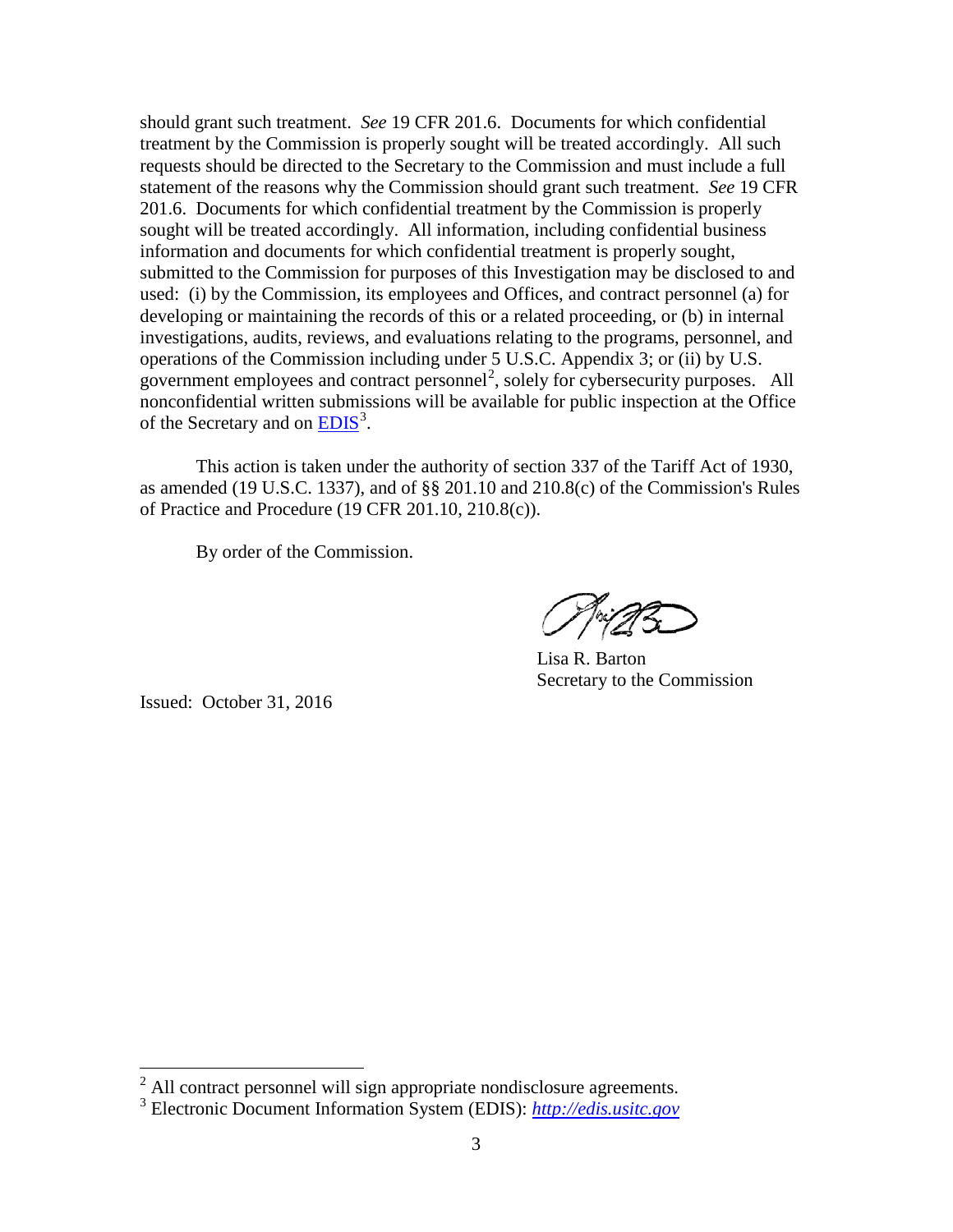should grant such treatment. *See* 19 CFR 201.6. Documents for which confidential treatment by the Commission is properly sought will be treated accordingly. All such requests should be directed to the Secretary to the Commission and must include a full statement of the reasons why the Commission should grant such treatment. *See* 19 CFR 201.6. Documents for which confidential treatment by the Commission is properly sought will be treated accordingly. All information, including confidential business information and documents for which confidential treatment is properly sought, submitted to the Commission for purposes of this Investigation may be disclosed to and used: (i) by the Commission, its employees and Offices, and contract personnel (a) for developing or maintaining the records of this or a related proceeding, or (b) in internal investigations, audits, reviews, and evaluations relating to the programs, personnel, and operations of the Commission including under 5 U.S.C. Appendix 3; or (ii) by U.S. government employees and contract personnel[2], solely for cybersecurity purposes. All nonconfidential written submissions will be available for public inspection at the Office of the Secretary and on EDIS[3].

This action is taken under the authority of section 337 of the Tariff Act of 1930, as amended (19 U.S.C. 1337), and of §§ 201.10 and 210.8(c) of the Commission's Rules of Practice and Procedure (19 CFR 201.10, 210.8(c)).

By order of the Commission.

Lisa R. Barton
Secretary to the Commission

Issued: October 31, 2016

---

[2] All contract personnel will sign appropriate nondisclosure agreements.

[3] Electronic Document Information System (EDIS): *http://edis.usitc.gov*